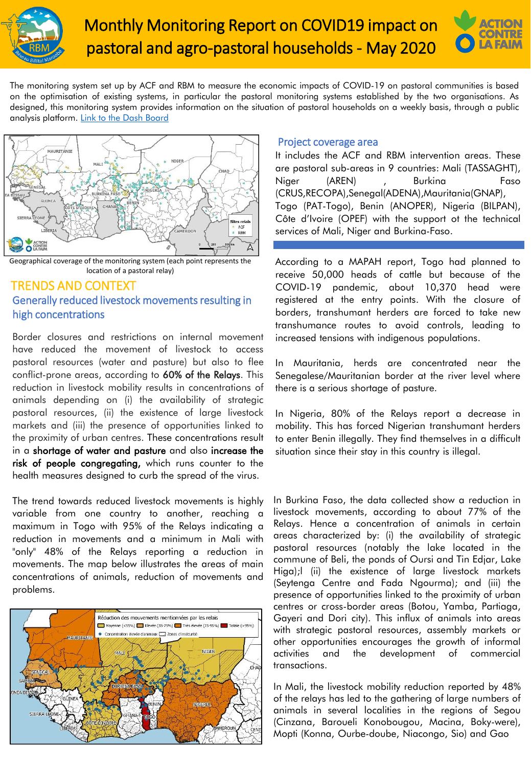# Monthly Monitoring Report on COVID19 impact on pastoral and agro-pastoral households - May 2020

The monitoring system set up by ACF and RBM to measure the economic impacts of COVID-19 on pastoral communities is based on the optimisation of existing systems, in particular the pastoral monitoring systems established by the two organisations. As designed, this monitoring system provides information on the situation of pastoral households on a weekly basis, through a public analysis platform. [Link to the Dash Board]

Geographical coverage of the monitoring system (each point represents the location of a pastoral relay)

## Project coverage area

It includes the ACF and RBM intervention areas. These are pastoral sub-areas in 9 countries: Mali (TASSAGHT), Niger (AREN), Burkina Faso (CRUS,RECOPA),Senegal(ADENA),Mauritania(GNAP), Togo (PAT-Togo), Benin (ANOPER), Nigeria (BILPAN), Côte d'Ivoire (OPEF) with the support ot the technical services of Mali, Niger and Burkina-Faso.

## TRENDS AND CONTEXT

### Generally reduced livestock movements resulting in high concentrations

Border closures and restrictions on internal movement have reduced the movement of livestock to access pastoral resources (water and pasture) but also to flee conflict-prone areas, according to **60% of the Relays**. This reduction in livestock mobility results in concentrations of animals depending on (i) the availability of strategic pastoral resources, (ii) the existence of large livestock markets and (iii) the presence of opportunities linked to the proximity of urban centres. These concentrations result in a **shortage of water and pasture** and also **increase the risk of people congregating,** which runs counter to the health measures designed to curb the spread of the virus.

The trend towards reduced livestock movements is highly variable from one country to another, reaching a maximum in Togo with 95% of the Relays indicating a reduction in movements and a minimum in Mali with "only" 48% of the Relays reporting a reduction in movements. The map below illustrates the areas of main concentrations of animals, reduction of movements and problems.

According to a MAPAH report, Togo had planned to receive 50,000 heads of cattle but because of the COVID-19 pandemic, about 10,370 head were registered at the entry points. With the closure of borders, transhumant herders are forced to take new transhumance routes to avoid controls, leading to increased tensions with indigenous populations.

In Mauritania, herds are concentrated near the Senegalese/Mauritanian border at the river level where there is a serious shortage of pasture.

In Nigeria, 80% of the Relays report a decrease in mobility. This has forced Nigerian transhumant herders to enter Benin illegally. They find themselves in a difficult situation since their stay in this country is illegal.

In Burkina Faso, the data collected show a reduction in livestock movements, according to about 77% of the Relays. Hence a concentration of animals in certain areas characterized by: (i) the availability of strategic pastoral resources (notably the lake located in the commune of Beli, the ponds of Oursi and Tin Edjar, Lake Higa);l (ii) the existence of large livestock markets (Seytenga Centre and Fada Ngourma); and (iii) the presence of opportunities linked to the proximity of urban centres or cross-border areas (Botou, Yamba, Partiaga, Gayeri and Dori city). This influx of animals into areas with strategic pastoral resources, assembly markets or other opportunities encourages the growth of informal activities and the development of commercial transactions.

In Mali, the livestock mobility reduction reported by 48% of the relays has led to the gathering of large numbers of animals in several localities in the regions of Segou (Cinzana, Baroueli Konobougou, Macina, Boky-were), Mopti (Konna, Ourbe-doube, Niacongo, Sio) and Gao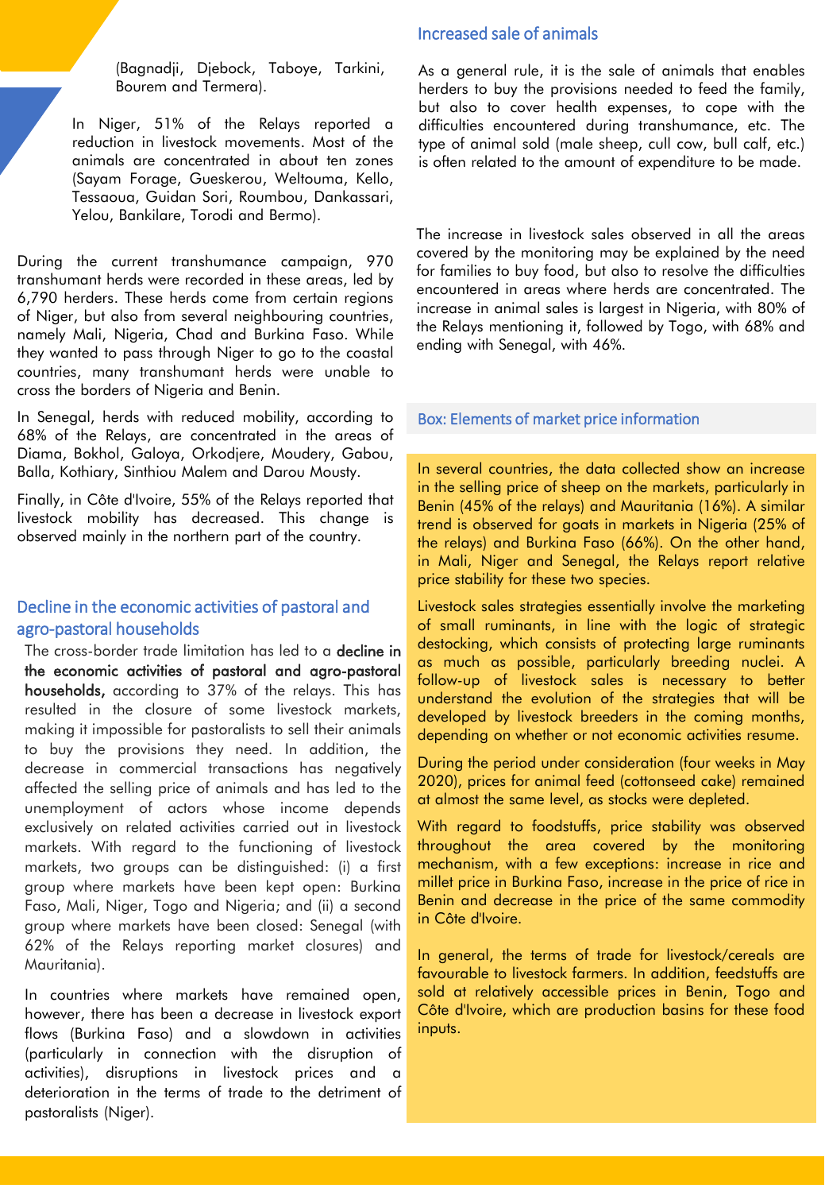(Bagnadji, Djebock, Taboye, Tarkini, Bourem and Termera).

In Niger, 51% of the Relays reported a reduction in livestock movements. Most of the animals are concentrated in about ten zones (Sayam Forage, Gueskerou, Weltouma, Kello, Tessaoua, Guidan Sori, Roumbou, Dankassari, Yelou, Bankilare, Torodi and Bermo).

During the current transhumance campaign, 970 transhumant herds were recorded in these areas, led by 6,790 herders. These herds come from certain regions of Niger, but also from several neighbouring countries, namely Mali, Nigeria, Chad and Burkina Faso. While they wanted to pass through Niger to go to the coastal countries, many transhumant herds were unable to cross the borders of Nigeria and Benin.

In Senegal, herds with reduced mobility, according to 68% of the Relays, are concentrated in the areas of Diama, Bokhol, Galoya, Orkodjere, Moudery, Gabou, Balla, Kothiary, Sinthiou Malem and Darou Mousty.

Finally, in Côte d'Ivoire, 55% of the Relays reported that livestock mobility has decreased. This change is observed mainly in the northern part of the country.

## Decline in the economic activities of pastoral and agro-pastoral households

The cross-border trade limitation has led to a **decline in the economic activities of pastoral and agro-pastoral households,** according to 37% of the relays. This has resulted in the closure of some livestock markets, making it impossible for pastoralists to sell their animals to buy the provisions they need. In addition, the decrease in commercial transactions has negatively affected the selling price of animals and has led to the unemployment of actors whose income depends exclusively on related activities carried out in livestock markets. With regard to the functioning of livestock markets, two groups can be distinguished: (i) a first group where markets have been kept open: Burkina Faso, Mali, Niger, Togo and Nigeria; and (ii) a second group where markets have been closed: Senegal (with 62% of the Relays reporting market closures) and Mauritania).

In countries where markets have remained open, however, there has been a decrease in livestock export flows (Burkina Faso) and a slowdown in activities (particularly in connection with the disruption of activities), disruptions in livestock prices and a deterioration in the terms of trade to the detriment of pastoralists (Niger).

## Increased sale of animals

As a general rule, it is the sale of animals that enables herders to buy the provisions needed to feed the family, but also to cover health expenses, to cope with the difficulties encountered during transhumance, etc. The type of animal sold (male sheep, cull cow, bull calf, etc.) is often related to the amount of expenditure to be made.

The increase in livestock sales observed in all the areas covered by the monitoring may be explained by the need for families to buy food, but also to resolve the difficulties encountered in areas where herds are concentrated. The increase in animal sales is largest in Nigeria, with 80% of the Relays mentioning it, followed by Togo, with 68% and ending with Senegal, with 46%.

### Box: Elements of market price information

In several countries, the data collected show an increase in the selling price of sheep on the markets, particularly in Benin (45% of the relays) and Mauritania (16%). A similar trend is observed for goats in markets in Nigeria (25% of the relays) and Burkina Faso (66%). On the other hand, in Mali, Niger and Senegal, the Relays report relative price stability for these two species.

Livestock sales strategies essentially involve the marketing of small ruminants, in line with the logic of strategic destocking, which consists of protecting large ruminants as much as possible, particularly breeding nuclei. A follow-up of livestock sales is necessary to better understand the evolution of the strategies that will be developed by livestock breeders in the coming months, depending on whether or not economic activities resume.

During the period under consideration (four weeks in May 2020), prices for animal feed (cottonseed cake) remained at almost the same level, as stocks were depleted.

With regard to foodstuffs, price stability was observed throughout the area covered by the monitoring mechanism, with a few exceptions: increase in rice and millet price in Burkina Faso, increase in the price of rice in Benin and decrease in the price of the same commodity in Côte d'Ivoire.

In general, the terms of trade for livestock/cereals are favourable to livestock farmers. In addition, feedstuffs are sold at relatively accessible prices in Benin, Togo and Côte d'Ivoire, which are production basins for these food inputs.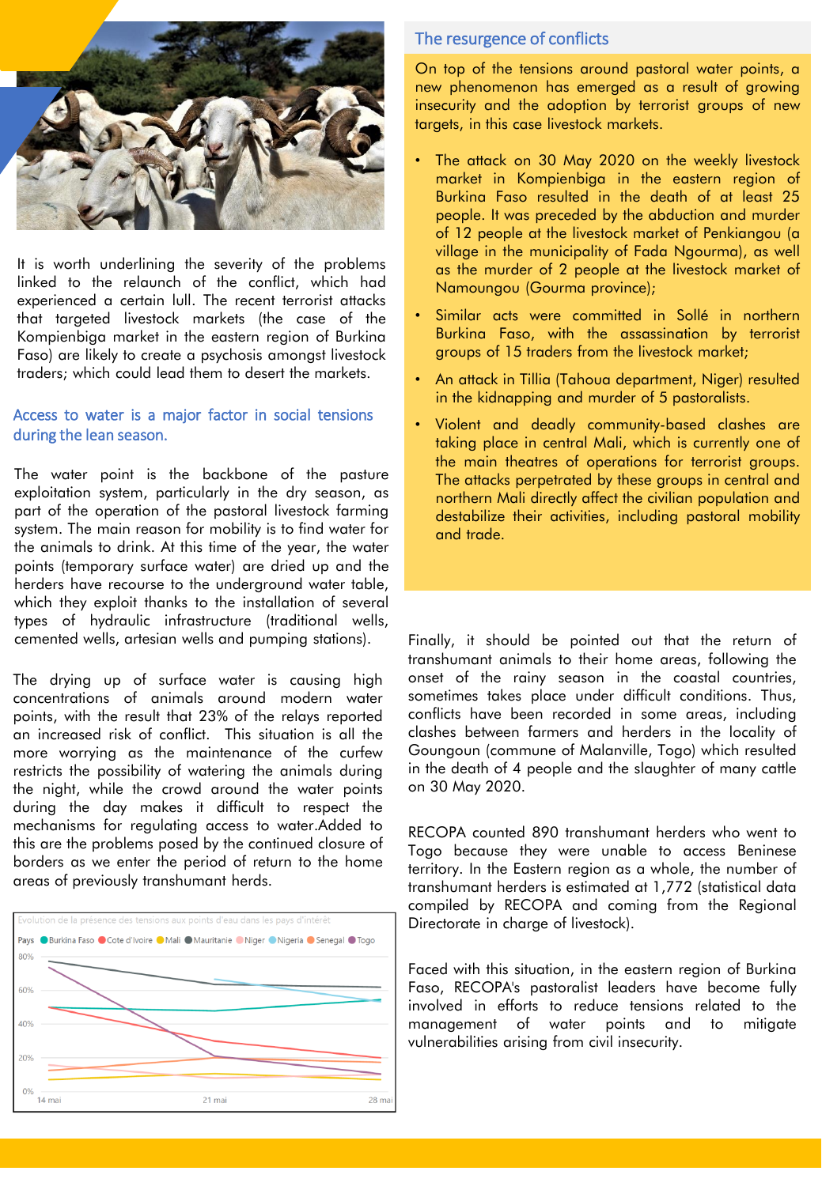It is worth underlining the severity of the problems linked to the relaunch of the conflict, which had experienced a certain lull. The recent terrorist attacks that targeted livestock markets (the case of the Kompienbiga market in the eastern region of Burkina Faso) are likely to create a psychosis amongst livestock traders; which could lead them to desert the markets.

## Access to water is a major factor in social tensions during the lean season.

The water point is the backbone of the pasture exploitation system, particularly in the dry season, as part of the operation of the pastoral livestock farming system. The main reason for mobility is to find water for the animals to drink. At this time of the year, the water points (temporary surface water) are dried up and the herders have recourse to the underground water table, which they exploit thanks to the installation of several types of hydraulic infrastructure (traditional wells, cemented wells, artesian wells and pumping stations).

The drying up of surface water is causing high concentrations of animals around modern water points, with the result that 23% of the relays reported an increased risk of conflict. This situation is all the more worrying as the maintenance of the curfew restricts the possibility of watering the animals during the night, while the crowd around the water points during the day makes it difficult to respect the mechanisms for regulating access to water.Added to this are the problems posed by the continued closure of borders as we enter the period of return to the home areas of previously transhumant herds.

Evolution de la présence des tensions aux points d'eau dans les pays d'intérêt

Pays: Burkina Faso, Cote d'Ivoire, Mali, Mauritanie, Niger, Nigeria, Senegal, Togo

## The resurgence of conflicts

On top of the tensions around pastoral water points, a new phenomenon has emerged as a result of growing insecurity and the adoption by terrorist groups of new targets, in this case livestock markets.

- The attack on 30 May 2020 on the weekly livestock market in Kompienbiga in the eastern region of Burkina Faso resulted in the death of at least 25 people. It was preceded by the abduction and murder of 12 people at the livestock market of Penkiangou (a village in the municipality of Fada Ngourma), as well as the murder of 2 people at the livestock market of Namoungou (Gourma province);
- Similar acts were committed in Sollé in northern Burkina Faso, with the assassination by terrorist groups of 15 traders from the livestock market;
- An attack in Tillia (Tahoua department, Niger) resulted in the kidnapping and murder of 5 pastoralists.
- Violent and deadly community-based clashes are taking place in central Mali, which is currently one of the main theatres of operations for terrorist groups. The attacks perpetrated by these groups in central and northern Mali directly affect the civilian population and destabilize their activities, including pastoral mobility and trade.

Finally, it should be pointed out that the return of transhumant animals to their home areas, following the onset of the rainy season in the coastal countries, sometimes takes place under difficult conditions. Thus, conflicts have been recorded in some areas, including clashes between farmers and herders in the locality of Goungoun (commune of Malanville, Togo) which resulted in the death of 4 people and the slaughter of many cattle on 30 May 2020.

RECOPA counted 890 transhumant herders who went to Togo because they were unable to access Beninese territory. In the Eastern region as a whole, the number of transhumant herders is estimated at 1,772 (statistical data compiled by RECOPA and coming from the Regional Directorate in charge of livestock).

Faced with this situation, in the eastern region of Burkina Faso, RECOPA's pastoralist leaders have become fully involved in efforts to reduce tensions related to the management of water points and to mitigate vulnerabilities arising from civil insecurity.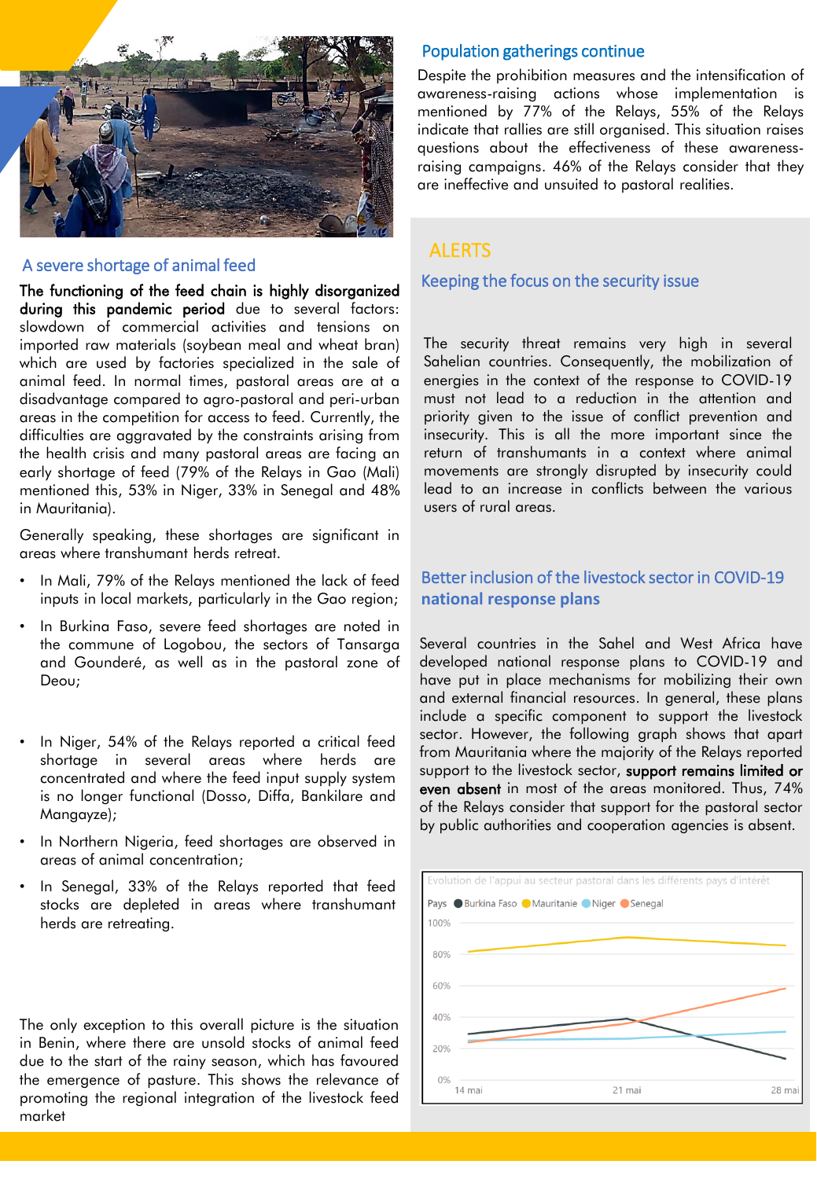## A severe shortage of animal feed

**The functioning of the feed chain is highly disorganized during this pandemic period** due to several factors: slowdown of commercial activities and tensions on imported raw materials (soybean meal and wheat bran) which are used by factories specialized in the sale of animal feed. In normal times, pastoral areas are at a disadvantage compared to agro-pastoral and peri-urban areas in the competition for access to feed. Currently, the difficulties are aggravated by the constraints arising from the health crisis and many pastoral areas are facing an early shortage of feed (79% of the Relays in Gao (Mali) mentioned this, 53% in Niger, 33% in Senegal and 48% in Mauritania).

Generally speaking, these shortages are significant in areas where transhumant herds retreat.

- In Mali, 79% of the Relays mentioned the lack of feed inputs in local markets, particularly in the Gao region;
- In Burkina Faso, severe feed shortages are noted in the commune of Logobou, the sectors of Tansarga and Gounderé, as well as in the pastoral zone of Deou;
- In Niger, 54% of the Relays reported a critical feed shortage in several areas where herds are concentrated and where the feed input supply system is no longer functional (Dosso, Diffa, Bankilare and Mangayze);
- In Northern Nigeria, feed shortages are observed in areas of animal concentration;
- In Senegal, 33% of the Relays reported that feed stocks are depleted in areas where transhumant herds are retreating.

The only exception to this overall picture is the situation in Benin, where there are unsold stocks of animal feed due to the start of the rainy season, which has favoured the emergence of pasture. This shows the relevance of promoting the regional integration of the livestock feed market

## Population gatherings continue

Despite the prohibition measures and the intensification of awareness-raising actions whose implementation is mentioned by 77% of the Relays, 55% of the Relays indicate that rallies are still organised. This situation raises questions about the effectiveness of these awareness-raising campaigns. 46% of the Relays consider that they are ineffective and unsuited to pastoral realities.

## ALERTS

### Keeping the focus on the security issue

The security threat remains very high in several Sahelian countries. Consequently, the mobilization of energies in the context of the response to COVID-19 must not lead to a reduction in the attention and priority given to the issue of conflict prevention and insecurity. This is all the more important since the return of transhumants in a context where animal movements are strongly disrupted by insecurity could lead to an increase in conflicts between the various users of rural areas.

### Better inclusion of the livestock sector in COVID-19 national response plans

Several countries in the Sahel and West Africa have developed national response plans to COVID-19 and have put in place mechanisms for mobilizing their own and external financial resources. In general, these plans include a specific component to support the livestock sector. However, the following graph shows that apart from Mauritania where the majority of the Relays reported support to the livestock sector, **support remains limited or even absent** in most of the areas monitored. Thus, 74% of the Relays consider that support for the pastoral sector by public authorities and cooperation agencies is absent.

Evolution de l'appui au secteur pastoral dans les différents pays d'intérêt

Pays: Burkina Faso, Mauritanie, Niger, Senegal

| Pays | 14 mai | 21 mai | 28 mai |
|---|---|---|---|
| Burkina Faso | ~29% | ~39% | ~13% |
| Mauritanie | ~82% | ~90% | ~86% |
| Niger | ~25% | ~26% | ~30% |
| Senegal | ~24% | ~36% | ~58% |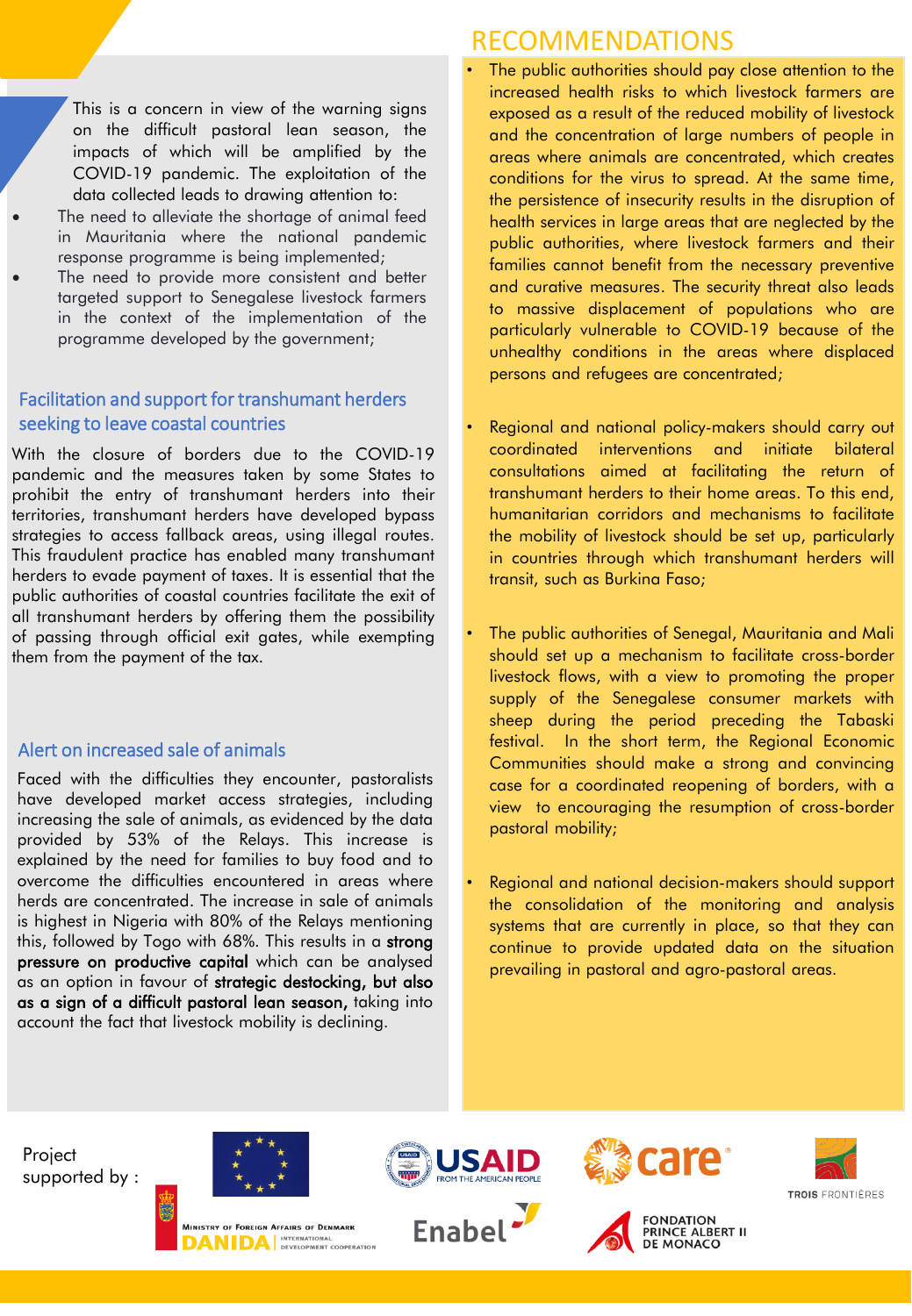This is a concern in view of the warning signs on the difficult pastoral lean season, the impacts of which will be amplified by the COVID-19 pandemic. The exploitation of the data collected leads to drawing attention to:

- The need to alleviate the shortage of animal feed in Mauritania where the national pandemic response programme is being implemented;
- The need to provide more consistent and better targeted support to Senegalese livestock farmers in the context of the implementation of the programme developed by the government;

## Facilitation and support for transhumant herders seeking to leave coastal countries

With the closure of borders due to the COVID-19 pandemic and the measures taken by some States to prohibit the entry of transhumant herders into their territories, transhumant herders have developed bypass strategies to access fallback areas, using illegal routes. This fraudulent practice has enabled many transhumant herders to evade payment of taxes. It is essential that the public authorities of coastal countries facilitate the exit of all transhumant herders by offering them the possibility of passing through official exit gates, while exempting them from the payment of the tax.

## Alert on increased sale of animals

Faced with the difficulties they encounter, pastoralists have developed market access strategies, including increasing the sale of animals, as evidenced by the data provided by 53% of the Relays. This increase is explained by the need for families to buy food and to overcome the difficulties encountered in areas where herds are concentrated. The increase in sale of animals is highest in Nigeria with 80% of the Relays mentioning this, followed by Togo with 68%. This results in a **strong pressure on productive capital** which can be analysed as an option in favour of **strategic destocking, but also as a sign of a difficult pastoral lean season,** taking into account the fact that livestock mobility is declining.

# RECOMMENDATIONS

- The public authorities should pay close attention to the increased health risks to which livestock farmers are exposed as a result of the reduced mobility of livestock and the concentration of large numbers of people in areas where animals are concentrated, which creates conditions for the virus to spread. At the same time, the persistence of insecurity results in the disruption of health services in large areas that are neglected by the public authorities, where livestock farmers and their families cannot benefit from the necessary preventive and curative measures. The security threat also leads to massive displacement of populations who are particularly vulnerable to COVID-19 because of the unhealthy conditions in the areas where displaced persons and refugees are concentrated;

- Regional and national policy-makers should carry out coordinated interventions and initiate bilateral consultations aimed at facilitating the return of transhumant herders to their home areas. To this end, humanitarian corridors and mechanisms to facilitate the mobility of livestock should be set up, particularly in countries through which transhumant herders will transit, such as Burkina Faso;

- The public authorities of Senegal, Mauritania and Mali should set up a mechanism to facilitate cross-border livestock flows, with a view to promoting the proper supply of the Senegalese consumer markets with sheep during the period preceding the Tabaski festival. In the short term, the Regional Economic Communities should make a strong and convincing case for a coordinated reopening of borders, with a view to encouraging the resumption of cross-border pastoral mobility;

- Regional and national decision-makers should support the consolidation of the monitoring and analysis systems that are currently in place, so that they can continue to provide updated data on the situation prevailing in pastoral and agro-pastoral areas.

Project supported by :

Ministry of Foreign Affairs of Denmark DANIDA International Development Cooperation

USAID From the American People

Enabel

care

Fondation Prince Albert II de Monaco

Trois Frontières